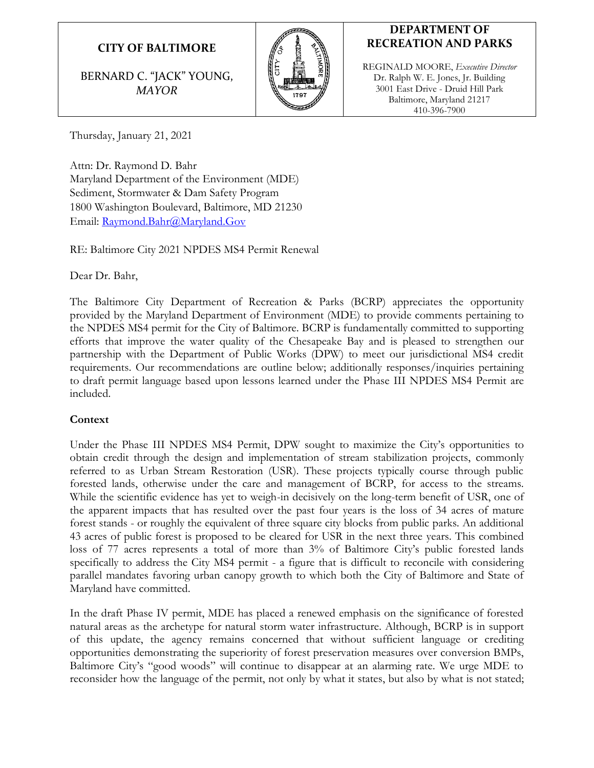**CITY OF BALTIMORE**

BERNARD C. "JACK" YOUNG, *MAYOR*

**DEPARTMENT OF RECREATION AND PARKS**

REGINALD MOORE, *Executive Director*
Dr. Ralph W. E. Jones, Jr. Building
3001 East Drive - Druid Hill Park
Baltimore, Maryland 21217
410-396-7900

Thursday, January 21, 2021

Attn: Dr. Raymond D. Bahr
Maryland Department of the Environment (MDE)
Sediment, Stormwater & Dam Safety Program
1800 Washington Boulevard, Baltimore, MD 21230
Email: Raymond.Bahr@Maryland.Gov

RE: Baltimore City 2021 NPDES MS4 Permit Renewal

Dear Dr. Bahr,

The Baltimore City Department of Recreation & Parks (BCRP) appreciates the opportunity provided by the Maryland Department of Environment (MDE) to provide comments pertaining to the NPDES MS4 permit for the City of Baltimore. BCRP is fundamentally committed to supporting efforts that improve the water quality of the Chesapeake Bay and is pleased to strengthen our partnership with the Department of Public Works (DPW) to meet our jurisdictional MS4 credit requirements. Our recommendations are outline below; additionally responses/inquiries pertaining to draft permit language based upon lessons learned under the Phase III NPDES MS4 Permit are included.

**Context**

Under the Phase III NPDES MS4 Permit, DPW sought to maximize the City's opportunities to obtain credit through the design and implementation of stream stabilization projects, commonly referred to as Urban Stream Restoration (USR). These projects typically course through public forested lands, otherwise under the care and management of BCRP, for access to the streams. While the scientific evidence has yet to weigh-in decisively on the long-term benefit of USR, one of the apparent impacts that has resulted over the past four years is the loss of 34 acres of mature forest stands - or roughly the equivalent of three square city blocks from public parks. An additional 43 acres of public forest is proposed to be cleared for USR in the next three years. This combined loss of 77 acres represents a total of more than 3% of Baltimore City's public forested lands specifically to address the City MS4 permit - a figure that is difficult to reconcile with considering parallel mandates favoring urban canopy growth to which both the City of Baltimore and State of Maryland have committed.

In the draft Phase IV permit, MDE has placed a renewed emphasis on the significance of forested natural areas as the archetype for natural storm water infrastructure. Although, BCRP is in support of this update, the agency remains concerned that without sufficient language or crediting opportunities demonstrating the superiority of forest preservation measures over conversion BMPs, Baltimore City's "good woods" will continue to disappear at an alarming rate. We urge MDE to reconsider how the language of the permit, not only by what it states, but also by what is not stated;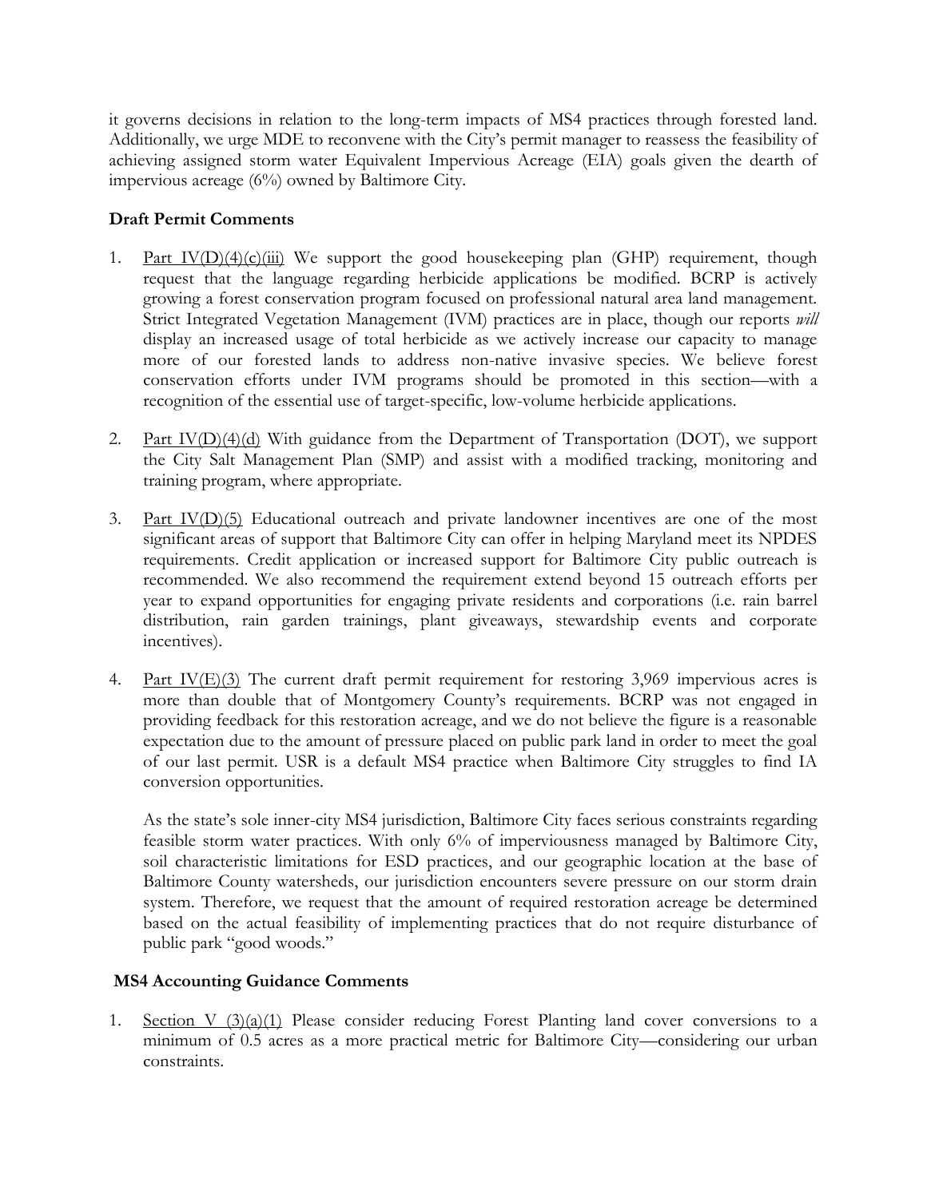it governs decisions in relation to the long-term impacts of MS4 practices through forested land. Additionally, we urge MDE to reconvene with the City's permit manager to reassess the feasibility of achieving assigned storm water Equivalent Impervious Acreage (EIA) goals given the dearth of impervious acreage (6%) owned by Baltimore City.

**Draft Permit Comments**

1. Part IV(D)(4)(c)(iii) We support the good housekeeping plan (GHP) requirement, though request that the language regarding herbicide applications be modified. BCRP is actively growing a forest conservation program focused on professional natural area land management. Strict Integrated Vegetation Management (IVM) practices are in place, though our reports *will* display an increased usage of total herbicide as we actively increase our capacity to manage more of our forested lands to address non-native invasive species. We believe forest conservation efforts under IVM programs should be promoted in this section—with a recognition of the essential use of target-specific, low-volume herbicide applications.

2. Part IV(D)(4)(d) With guidance from the Department of Transportation (DOT), we support the City Salt Management Plan (SMP) and assist with a modified tracking, monitoring and training program, where appropriate.

3. Part IV(D)(5) Educational outreach and private landowner incentives are one of the most significant areas of support that Baltimore City can offer in helping Maryland meet its NPDES requirements. Credit application or increased support for Baltimore City public outreach is recommended. We also recommend the requirement extend beyond 15 outreach efforts per year to expand opportunities for engaging private residents and corporations (i.e. rain barrel distribution, rain garden trainings, plant giveaways, stewardship events and corporate incentives).

4. Part IV(E)(3) The current draft permit requirement for restoring 3,969 impervious acres is more than double that of Montgomery County's requirements. BCRP was not engaged in providing feedback for this restoration acreage, and we do not believe the figure is a reasonable expectation due to the amount of pressure placed on public park land in order to meet the goal of our last permit. USR is a default MS4 practice when Baltimore City struggles to find IA conversion opportunities.

   As the state's sole inner-city MS4 jurisdiction, Baltimore City faces serious constraints regarding feasible storm water practices. With only 6% of imperviousness managed by Baltimore City, soil characteristic limitations for ESD practices, and our geographic location at the base of Baltimore County watersheds, our jurisdiction encounters severe pressure on our storm drain system. Therefore, we request that the amount of required restoration acreage be determined based on the actual feasibility of implementing practices that do not require disturbance of public park "good woods."

**MS4 Accounting Guidance Comments**

1. Section V (3)(a)(1) Please consider reducing Forest Planting land cover conversions to a minimum of 0.5 acres as a more practical metric for Baltimore City—considering our urban constraints.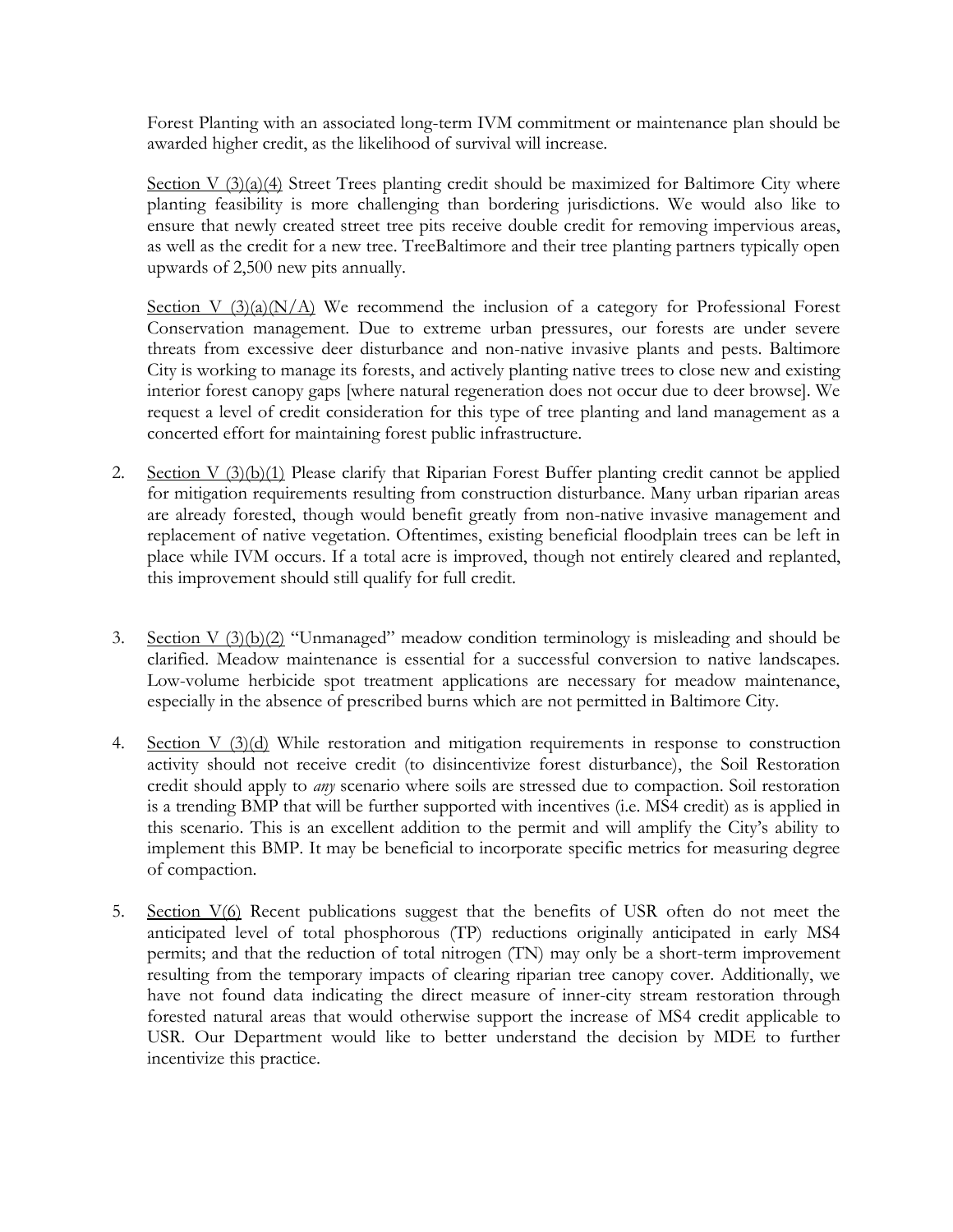Forest Planting with an associated long-term IVM commitment or maintenance plan should be awarded higher credit, as the likelihood of survival will increase.

Section V (3)(a)(4) Street Trees planting credit should be maximized for Baltimore City where planting feasibility is more challenging than bordering jurisdictions. We would also like to ensure that newly created street tree pits receive double credit for removing impervious areas, as well as the credit for a new tree. TreeBaltimore and their tree planting partners typically open upwards of 2,500 new pits annually.

Section V (3)(a)(N/A) We recommend the inclusion of a category for Professional Forest Conservation management. Due to extreme urban pressures, our forests are under severe threats from excessive deer disturbance and non-native invasive plants and pests. Baltimore City is working to manage its forests, and actively planting native trees to close new and existing interior forest canopy gaps [where natural regeneration does not occur due to deer browse]. We request a level of credit consideration for this type of tree planting and land management as a concerted effort for maintaining forest public infrastructure.

2. Section V (3)(b)(1) Please clarify that Riparian Forest Buffer planting credit cannot be applied for mitigation requirements resulting from construction disturbance. Many urban riparian areas are already forested, though would benefit greatly from non-native invasive management and replacement of native vegetation. Oftentimes, existing beneficial floodplain trees can be left in place while IVM occurs. If a total acre is improved, though not entirely cleared and replanted, this improvement should still qualify for full credit.

3. Section V (3)(b)(2) "Unmanaged" meadow condition terminology is misleading and should be clarified. Meadow maintenance is essential for a successful conversion to native landscapes. Low-volume herbicide spot treatment applications are necessary for meadow maintenance, especially in the absence of prescribed burns which are not permitted in Baltimore City.

4. Section V (3)(d) While restoration and mitigation requirements in response to construction activity should not receive credit (to disincentivize forest disturbance), the Soil Restoration credit should apply to *any* scenario where soils are stressed due to compaction. Soil restoration is a trending BMP that will be further supported with incentives (i.e. MS4 credit) as is applied in this scenario. This is an excellent addition to the permit and will amplify the City's ability to implement this BMP. It may be beneficial to incorporate specific metrics for measuring degree of compaction.

5. Section V(6) Recent publications suggest that the benefits of USR often do not meet the anticipated level of total phosphorous (TP) reductions originally anticipated in early MS4 permits; and that the reduction of total nitrogen (TN) may only be a short-term improvement resulting from the temporary impacts of clearing riparian tree canopy cover. Additionally, we have not found data indicating the direct measure of inner-city stream restoration through forested natural areas that would otherwise support the increase of MS4 credit applicable to USR. Our Department would like to better understand the decision by MDE to further incentivize this practice.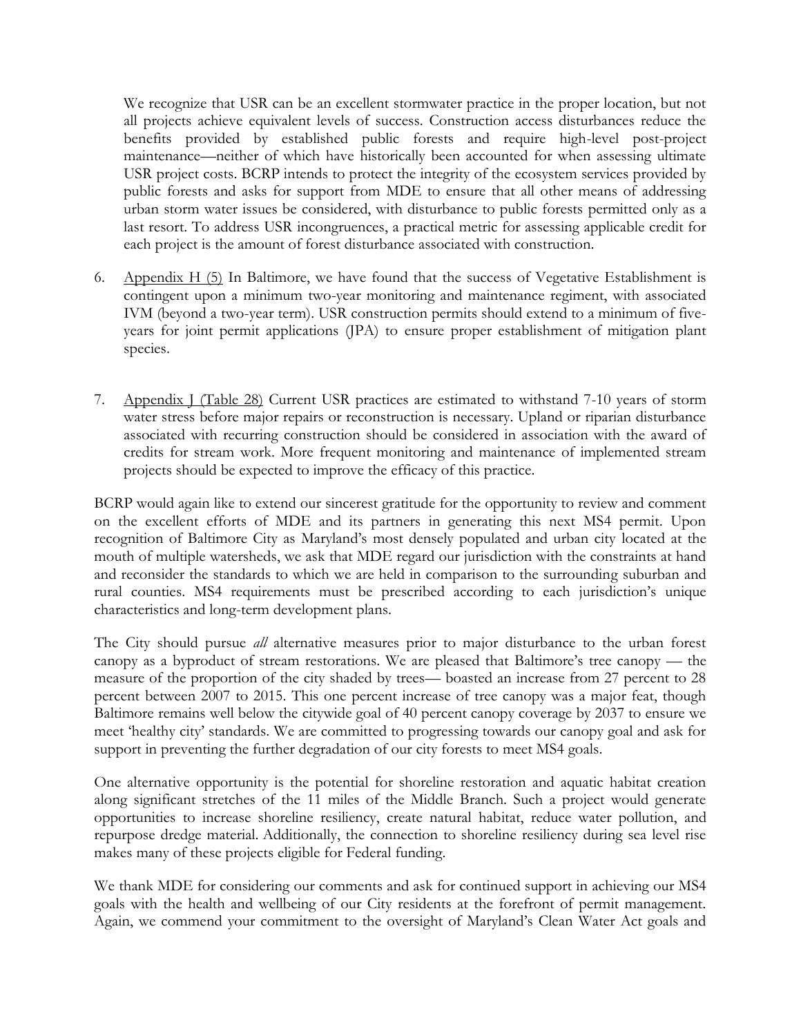We recognize that USR can be an excellent stormwater practice in the proper location, but not all projects achieve equivalent levels of success. Construction access disturbances reduce the benefits provided by established public forests and require high-level post-project maintenance—neither of which have historically been accounted for when assessing ultimate USR project costs. BCRP intends to protect the integrity of the ecosystem services provided by public forests and asks for support from MDE to ensure that all other means of addressing urban storm water issues be considered, with disturbance to public forests permitted only as a last resort. To address USR incongruences, a practical metric for assessing applicable credit for each project is the amount of forest disturbance associated with construction.

6. Appendix H (5) In Baltimore, we have found that the success of Vegetative Establishment is contingent upon a minimum two-year monitoring and maintenance regiment, with associated IVM (beyond a two-year term). USR construction permits should extend to a minimum of five-years for joint permit applications (JPA) to ensure proper establishment of mitigation plant species.

7. Appendix J (Table 28) Current USR practices are estimated to withstand 7-10 years of storm water stress before major repairs or reconstruction is necessary. Upland or riparian disturbance associated with recurring construction should be considered in association with the award of credits for stream work. More frequent monitoring and maintenance of implemented stream projects should be expected to improve the efficacy of this practice.

BCRP would again like to extend our sincerest gratitude for the opportunity to review and comment on the excellent efforts of MDE and its partners in generating this next MS4 permit. Upon recognition of Baltimore City as Maryland's most densely populated and urban city located at the mouth of multiple watersheds, we ask that MDE regard our jurisdiction with the constraints at hand and reconsider the standards to which we are held in comparison to the surrounding suburban and rural counties. MS4 requirements must be prescribed according to each jurisdiction's unique characteristics and long-term development plans.

The City should pursue *all* alternative measures prior to major disturbance to the urban forest canopy as a byproduct of stream restorations. We are pleased that Baltimore's tree canopy — the measure of the proportion of the city shaded by trees— boasted an increase from 27 percent to 28 percent between 2007 to 2015. This one percent increase of tree canopy was a major feat, though Baltimore remains well below the citywide goal of 40 percent canopy coverage by 2037 to ensure we meet 'healthy city' standards. We are committed to progressing towards our canopy goal and ask for support in preventing the further degradation of our city forests to meet MS4 goals.

One alternative opportunity is the potential for shoreline restoration and aquatic habitat creation along significant stretches of the 11 miles of the Middle Branch. Such a project would generate opportunities to increase shoreline resiliency, create natural habitat, reduce water pollution, and repurpose dredge material. Additionally, the connection to shoreline resiliency during sea level rise makes many of these projects eligible for Federal funding.

We thank MDE for considering our comments and ask for continued support in achieving our MS4 goals with the health and wellbeing of our City residents at the forefront of permit management. Again, we commend your commitment to the oversight of Maryland's Clean Water Act goals and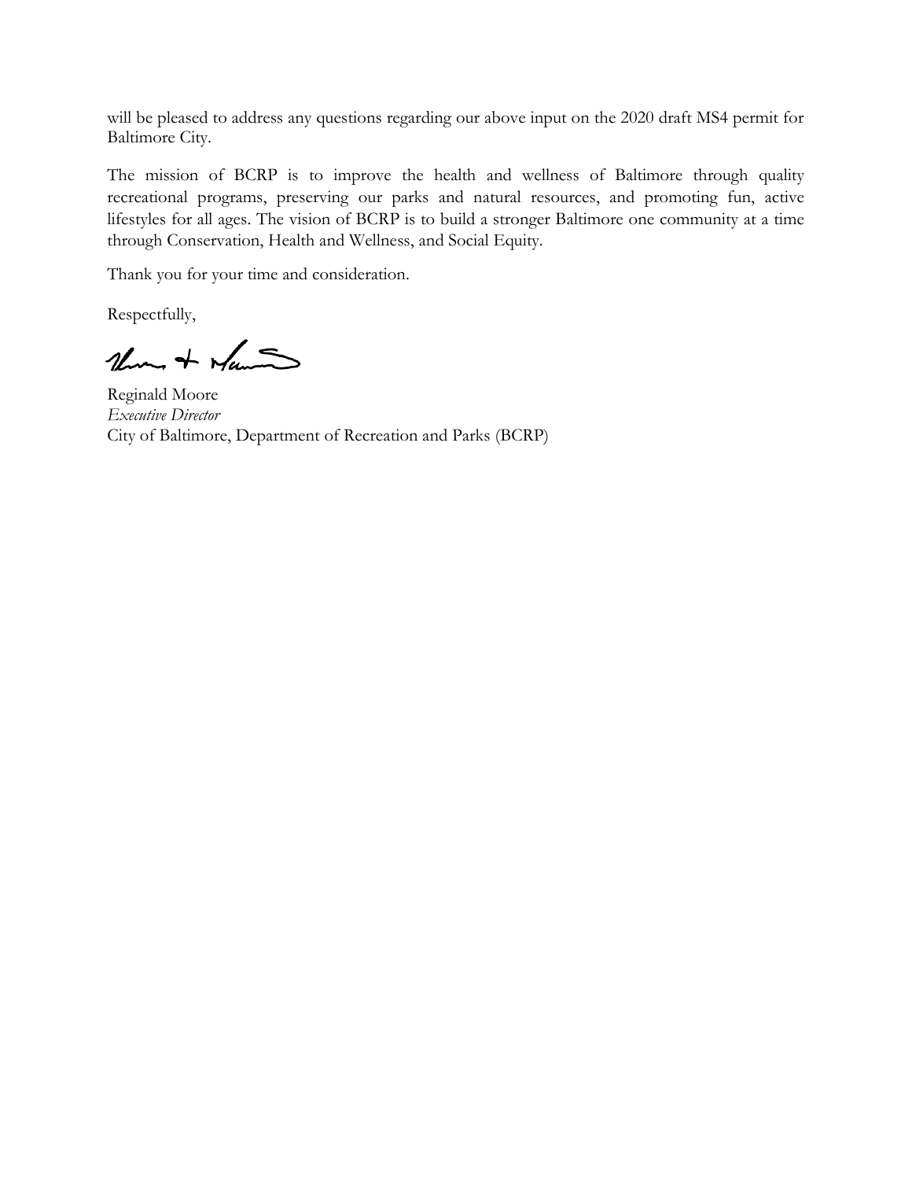will be pleased to address any questions regarding our above input on the 2020 draft MS4 permit for Baltimore City.

The mission of BCRP is to improve the health and wellness of Baltimore through quality recreational programs, preserving our parks and natural resources, and promoting fun, active lifestyles for all ages. The vision of BCRP is to build a stronger Baltimore one community at a time through Conservation, Health and Wellness, and Social Equity.

Thank you for your time and consideration.

Respectfully,

Reginald Moore
*Executive Director*
City of Baltimore, Department of Recreation and Parks (BCRP)